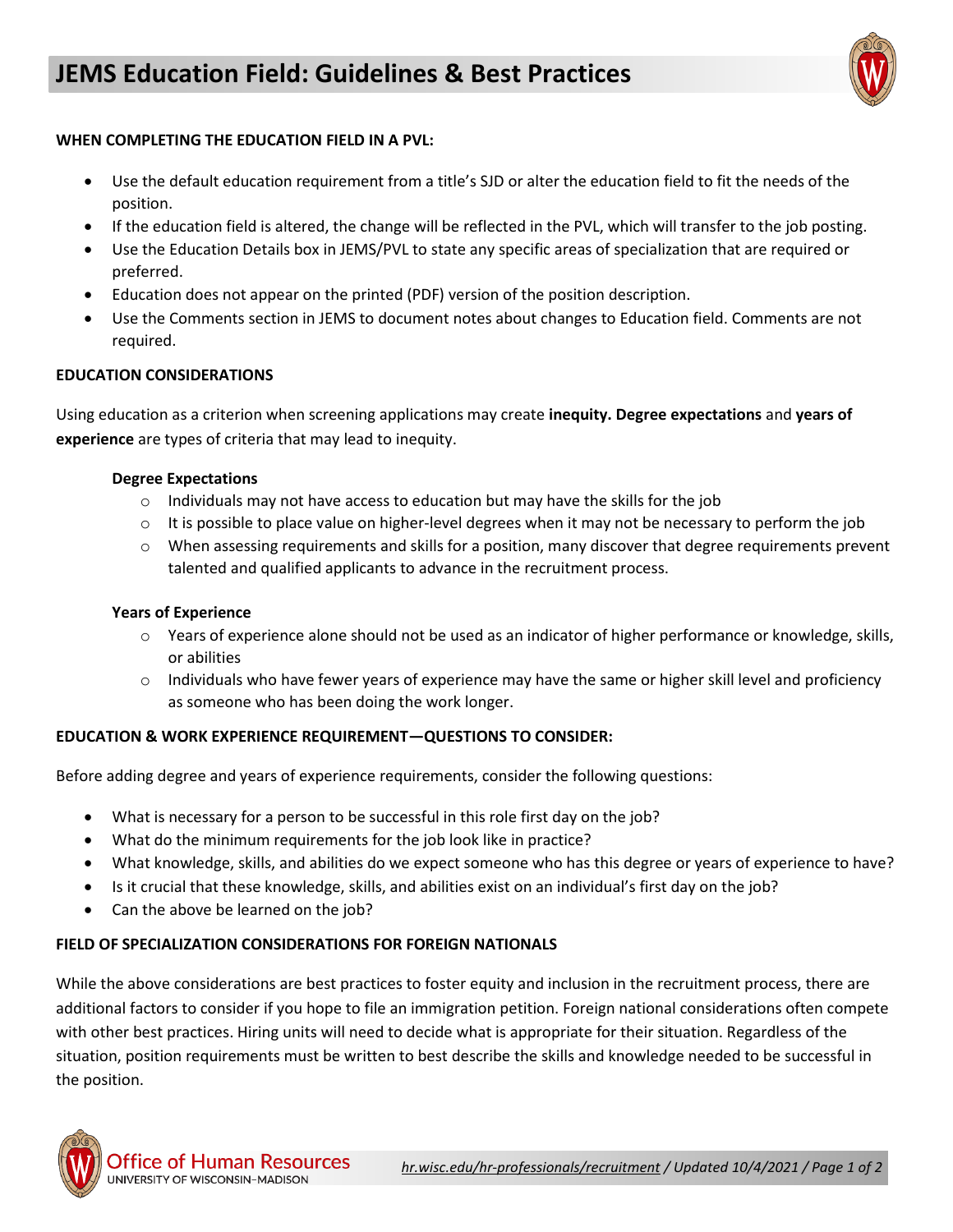# JEMS Education Field: Guidelines & Best Practices

**WHEN COMPLETING THE EDUCATION FIELD IN A PVL:**

- Use the default education requirement from a title's SJD or alter the education field to fit the needs of the position.
- If the education field is altered, the change will be reflected in the PVL, which will transfer to the job posting.
- Use the Education Details box in JEMS/PVL to state any specific areas of specialization that are required or preferred.
- Education does not appear on the printed (PDF) version of the position description.
- Use the Comments section in JEMS to document notes about changes to Education field. Comments are not required.

**EDUCATION CONSIDERATIONS**

Using education as a criterion when screening applications may create **inequity. Degree expectations** and **years of experience** are types of criteria that may lead to inequity.

**Degree Expectations**

- Individuals may not have access to education but may have the skills for the job
- It is possible to place value on higher-level degrees when it may not be necessary to perform the job
- When assessing requirements and skills for a position, many discover that degree requirements prevent talented and qualified applicants to advance in the recruitment process.

**Years of Experience**

- Years of experience alone should not be used as an indicator of higher performance or knowledge, skills, or abilities
- Individuals who have fewer years of experience may have the same or higher skill level and proficiency as someone who has been doing the work longer.

**EDUCATION & WORK EXPERIENCE REQUIREMENT—QUESTIONS TO CONSIDER:**

Before adding degree and years of experience requirements, consider the following questions:

- What is necessary for a person to be successful in this role first day on the job?
- What do the minimum requirements for the job look like in practice?
- What knowledge, skills, and abilities do we expect someone who has this degree or years of experience to have?
- Is it crucial that these knowledge, skills, and abilities exist on an individual's first day on the job?
- Can the above be learned on the job?

**FIELD OF SPECIALIZATION CONSIDERATIONS FOR FOREIGN NATIONALS**

While the above considerations are best practices to foster equity and inclusion in the recruitment process, there are additional factors to consider if you hope to file an immigration petition. Foreign national considerations often compete with other best practices. Hiring units will need to decide what is appropriate for their situation. Regardless of the situation, position requirements must be written to best describe the skills and knowledge needed to be successful in the position.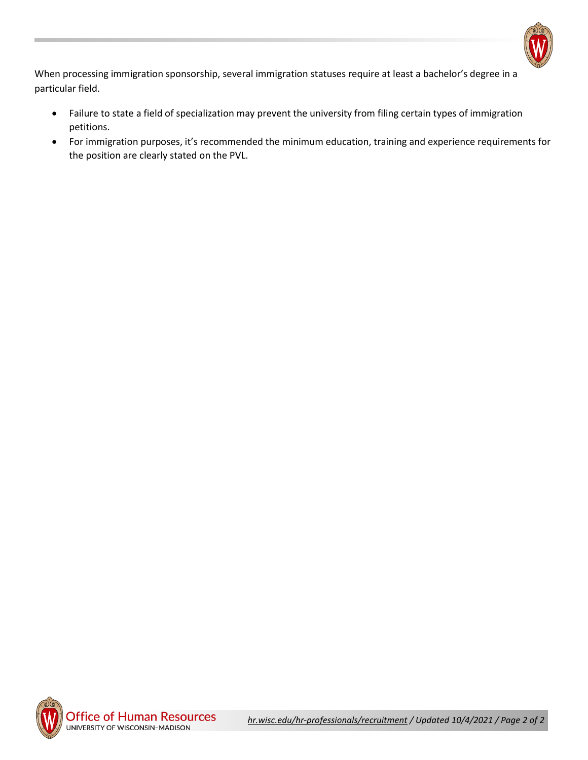When processing immigration sponsorship, several immigration statuses require at least a bachelor's degree in a particular field.

- Failure to state a field of specialization may prevent the university from filing certain types of immigration petitions.
- For immigration purposes, it's recommended the minimum education, training and experience requirements for the position are clearly stated on the PVL.